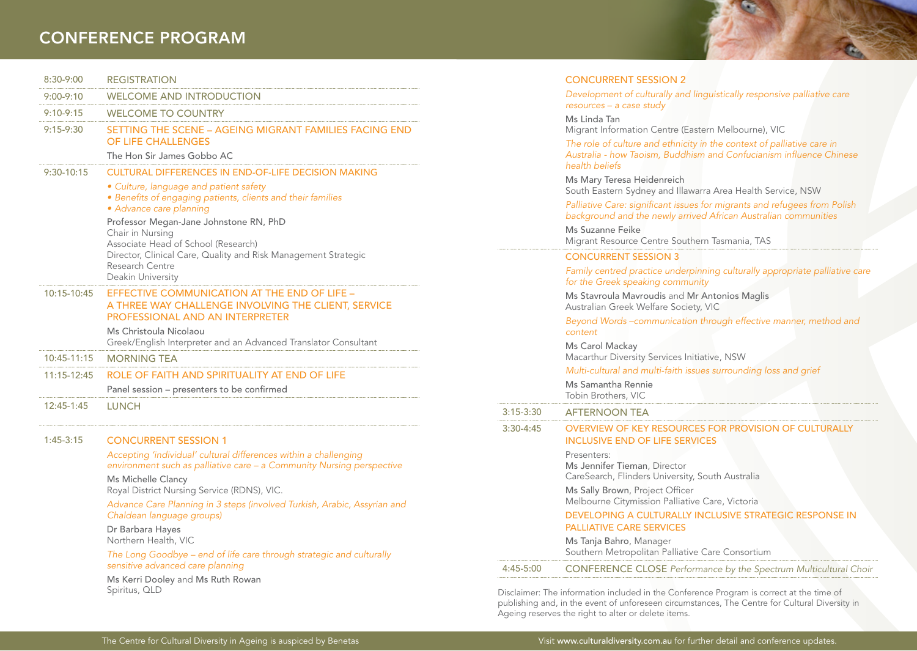# CONFERENCE PROGRAM

**8:30-9:00** REGISTRATION

**9:00-9:10** WELCOME AND INTRODUCTION

**9:10-9:15** WELCOME TO COUNTRY

**9:15-9:30** SETTING THE SCENE – AGEING MIGRANT FAMILIES FACING END OF LIFE CHALLENGES

The Hon Sir James Gobbo AC

**9:30-10:15** CULTURAL DIFFERENCES IN END-OF-LIFE DECISION MAKING

- *Culture, language and patient safety*
- *Benefits of engaging patients, clients and their families*
- *Advance care planning*

Professor Megan-Jane Johnstone RN, PhD
Chair in Nursing
Associate Head of School (Research)
Director, Clinical Care, Quality and Risk Management Strategic Research Centre
Deakin University

**10:15-10:45** EFFECTIVE COMMUNICATION AT THE END OF LIFE – A THREE WAY CHALLENGE INVOLVING THE CLIENT, SERVICE PROFESSIONAL AND AN INTERPRETER

Ms Christoula Nicolaou
Greek/English Interpreter and an Advanced Translator Consultant

**10:45-11:15** MORNING TEA

**11:15-12:45** ROLE OF FAITH AND SPIRITUALITY AT END OF LIFE

Panel session – presenters to be confirmed

**12:45-1:45** LUNCH

**1:45-3:15** CONCURRENT SESSION 1

*Accepting 'individual' cultural differences within a challenging environment such as palliative care – a Community Nursing perspective*

Ms Michelle Clancy
Royal District Nursing Service (RDNS), VIC.

*Advance Care Planning in 3 steps (involved Turkish, Arabic, Assyrian and Chaldean language groups)*

Dr Barbara Hayes
Northern Health, VIC

*The Long Goodbye – end of life care through strategic and culturally sensitive advanced care planning*

Ms Kerri Dooley and Ms Ruth Rowan
Spiritus, QLD

CONCURRENT SESSION 2

*Development of culturally and linguistically responsive palliative care resources – a case study*

Ms Linda Tan
Migrant Information Centre (Eastern Melbourne), VIC

*The role of culture and ethnicity in the context of palliative care in Australia - how Taoism, Buddhism and Confucianism influence Chinese health beliefs*

Ms Mary Teresa Heidenreich
South Eastern Sydney and Illawarra Area Health Service, NSW

*Palliative Care: significant issues for migrants and refugees from Polish background and the newly arrived African Australian communities*

Ms Suzanne Feike
Migrant Resource Centre Southern Tasmania, TAS

CONCURRENT SESSION 3

*Family centred practice underpinning culturally appropriate palliative care for the Greek speaking community*

Ms Stavroula Mavroudis and Mr Antonios Maglis
Australian Greek Welfare Society, VIC

*Beyond Words –communication through effective manner, method and content*

Ms Carol Mackay
Macarthur Diversity Services Initiative, NSW

*Multi-cultural and multi-faith issues surrounding loss and grief*

Ms Samantha Rennie
Tobin Brothers, VIC

**3:15-3:30** AFTERNOON TEA

**3:30-4:45** OVERVIEW OF KEY RESOURCES FOR PROVISION OF CULTURALLY INCLUSIVE END OF LIFE SERVICES

Presenters:
Ms Jennifer Tieman, Director
CareSearch, Flinders University, South Australia

Ms Sally Brown, Project Officer
Melbourne Citymission Palliative Care, Victoria

DEVELOPING A CULTURALLY INCLUSIVE STRATEGIC RESPONSE IN PALLIATIVE CARE SERVICES

Ms Tanja Bahro, Manager
Southern Metropolitan Palliative Care Consortium

**4:45-5:00** CONFERENCE CLOSE *Performance by the Spectrum Multicultural Choir*

Disclaimer: The information included in the Conference Program is correct at the time of publishing and, in the event of unforeseen circumstances, The Centre for Cultural Diversity in Ageing reserves the right to alter or delete items.

The Centre for Cultural Diversity in Ageing is auspiced by Benetas

Visit www.culturaldiversity.com.au for further detail and conference updates.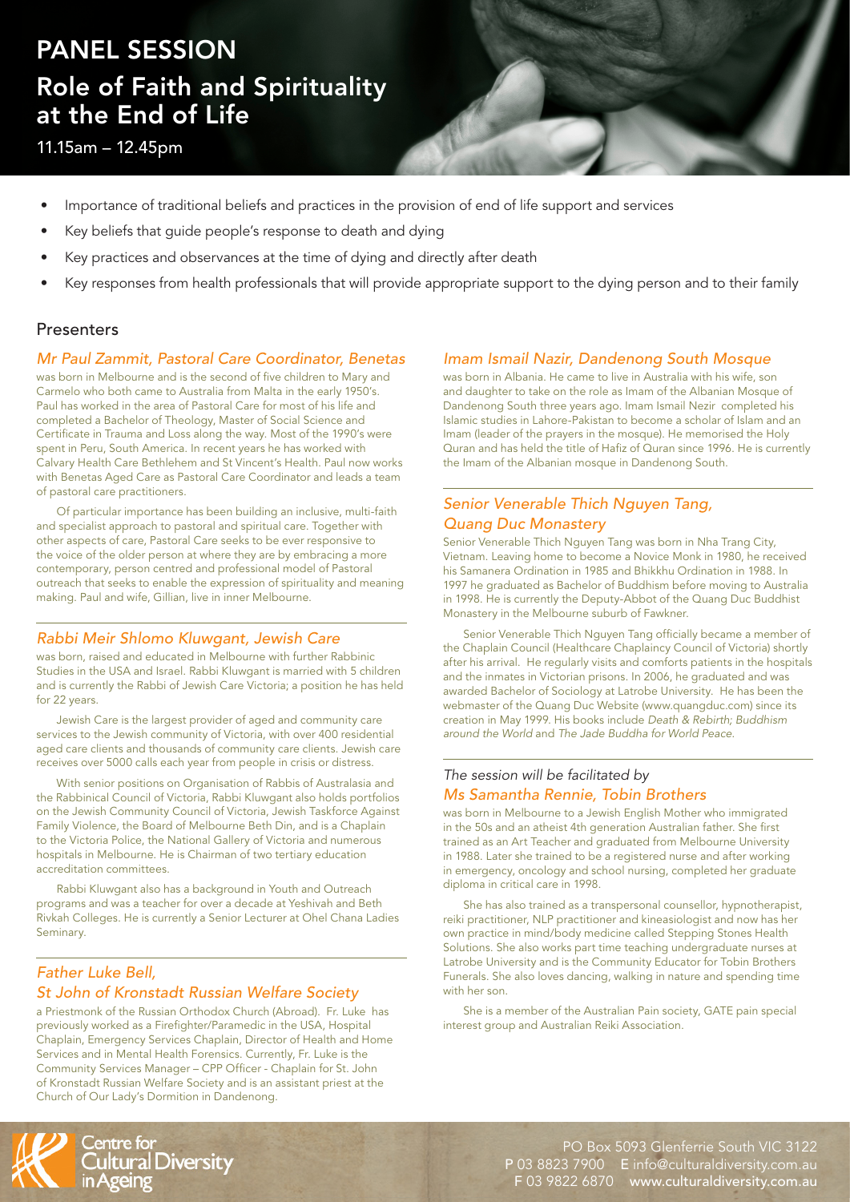# PANEL SESSION

## Role of Faith and Spirituality at the End of Life

11.15am – 12.45pm

- Importance of traditional beliefs and practices in the provision of end of life support and services
- Key beliefs that guide people's response to death and dying
- Key practices and observances at the time of dying and directly after death
- Key responses from health professionals that will provide appropriate support to the dying person and to their family

## Presenters

### *Mr Paul Zammit, Pastoral Care Coordinator, Benetas*

was born in Melbourne and is the second of five children to Mary and Carmelo who both came to Australia from Malta in the early 1950's. Paul has worked in the area of Pastoral Care for most of his life and completed a Bachelor of Theology, Master of Social Science and Certificate in Trauma and Loss along the way. Most of the 1990's were spent in Peru, South America. In recent years he has worked with Calvary Health Care Bethlehem and St Vincent's Health. Paul now works with Benetas Aged Care as Pastoral Care Coordinator and leads a team of pastoral care practitioners.

Of particular importance has been building an inclusive, multi-faith and specialist approach to pastoral and spiritual care. Together with other aspects of care, Pastoral Care seeks to be ever responsive to the voice of the older person at where they are by embracing a more contemporary, person centred and professional model of Pastoral outreach that seeks to enable the expression of spirituality and meaning making. Paul and wife, Gillian, live in inner Melbourne.

### *Rabbi Meir Shlomo Kluwgant, Jewish Care*

was born, raised and educated in Melbourne with further Rabbinic Studies in the USA and Israel. Rabbi Kluwgant is married with 5 children and is currently the Rabbi of Jewish Care Victoria; a position he has held for 22 years.

Jewish Care is the largest provider of aged and community care services to the Jewish community of Victoria, with over 400 residential aged care clients and thousands of community care clients. Jewish care receives over 5000 calls each year from people in crisis or distress.

With senior positions on Organisation of Rabbis of Australasia and the Rabbinical Council of Victoria, Rabbi Kluwgant also holds portfolios on the Jewish Community Council of Victoria, Jewish Taskforce Against Family Violence, the Board of Melbourne Beth Din, and is a Chaplain to the Victoria Police, the National Gallery of Victoria and numerous hospitals in Melbourne. He is Chairman of two tertiary education accreditation committees.

Rabbi Kluwgant also has a background in Youth and Outreach programs and was a teacher for over a decade at Yeshivah and Beth Rivkah Colleges. He is currently a Senior Lecturer at Ohel Chana Ladies Seminary.

### *Father Luke Bell, St John of Kronstadt Russian Welfare Society*

a Priestmonk of the Russian Orthodox Church (Abroad). Fr. Luke has previously worked as a Firefighter/Paramedic in the USA, Hospital Chaplain, Emergency Services Chaplain, Director of Health and Home Services and in Mental Health Forensics. Currently, Fr. Luke is the Community Services Manager – CPP Officer - Chaplain for St. John of Kronstadt Russian Welfare Society and is an assistant priest at the Church of Our Lady's Dormition in Dandenong.

### *Imam Ismail Nazir, Dandenong South Mosque*

was born in Albania. He came to live in Australia with his wife, son and daughter to take on the role as Imam of the Albanian Mosque of Dandenong South three years ago. Imam Ismail Nezir completed his Islamic studies in Lahore-Pakistan to become a scholar of Islam and an Imam (leader of the prayers in the mosque). He memorised the Holy Quran and has held the title of Hafiz of Quran since 1996. He is currently the Imam of the Albanian mosque in Dandenong South.

### *Senior Venerable Thich Nguyen Tang, Quang Duc Monastery*

Senior Venerable Thich Nguyen Tang was born in Nha Trang City, Vietnam. Leaving home to become a Novice Monk in 1980, he received his Samanera Ordination in 1985 and Bhikkhu Ordination in 1988. In 1997 he graduated as Bachelor of Buddhism before moving to Australia in 1998. He is currently the Deputy-Abbot of the Quang Duc Buddhist Monastery in the Melbourne suburb of Fawkner.

Senior Venerable Thich Nguyen Tang officially became a member of the Chaplain Council (Healthcare Chaplaincy Council of Victoria) shortly after his arrival. He regularly visits and comforts patients in the hospitals and the inmates in Victorian prisons. In 2006, he graduated and was awarded Bachelor of Sociology at Latrobe University. He has been the webmaster of the Quang Duc Website (www.quangduc.com) since its creation in May 1999. His books include *Death & Rebirth; Buddhism around the World* and *The Jade Buddha for World Peace.*

*The session will be facilitated by*

### *Ms Samantha Rennie, Tobin Brothers*

was born in Melbourne to a Jewish English Mother who immigrated in the 50s and an atheist 4th generation Australian father. She first trained as an Art Teacher and graduated from Melbourne University in 1988. Later she trained to be a registered nurse and after working in emergency, oncology and school nursing, completed her graduate diploma in critical care in 1998.

She has also trained as a transpersonal counsellor, hypnotherapist, reiki practitioner, NLP practitioner and kineasiologist and now has her own practice in mind/body medicine called Stepping Stones Health Solutions. She also works part time teaching undergraduate nurses at Latrobe University and is the Community Educator for Tobin Brothers Funerals. She also loves dancing, walking in nature and spending time with her son.

She is a member of the Australian Pain society, GATE pain special interest group and Australian Reiki Association.

Centre for Cultural Diversity in Ageing

PO Box 5093 Glenferrie South VIC 3122
P 03 8823 7900 E info@culturaldiversity.com.au
F 03 9822 6870 www.culturaldiversity.com.au